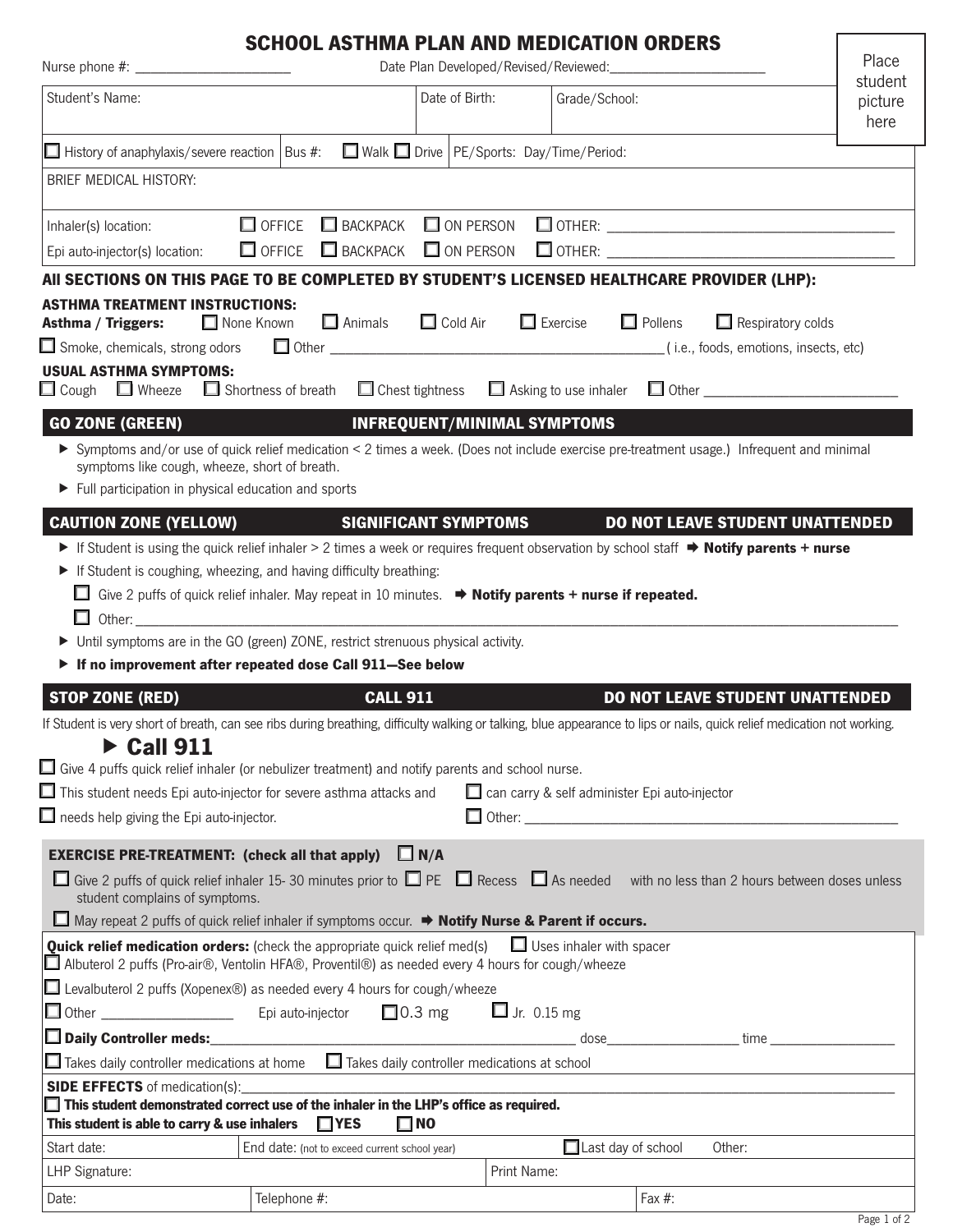# SCHOOL ASTHMA PLAN AND MEDICATION ORDERS

Nurse phone #: ______________________ Date Plan Developed/Revised/Reviewed: ______________________

Place student picture here

| Student's Name: | Date of Birth: | Grade/School: |
|---|---|---|

☐ History of anaphylaxis/severe reaction | Bus #: ☐ Walk ☐ Drive | PE/Sports: Day/Time/Period:

BRIEF MEDICAL HISTORY:

Inhaler(s) location: ☐ OFFICE ☐ BACKPACK ☐ ON PERSON ☐ OTHER: ______________________

Epi auto-injector(s) location: ☐ OFFICE ☐ BACKPACK ☐ ON PERSON ☐ OTHER: ______________________

## All SECTIONS ON THIS PAGE TO BE COMPLETED BY STUDENT'S LICENSED HEALTHCARE PROVIDER (LHP):

**ASTHMA TREATMENT INSTRUCTIONS:**

**Asthma / Triggers:** ☐ None Known ☐ Animals ☐ Cold Air ☐ Exercise ☐ Pollens ☐ Respiratory colds

☐ Smoke, chemicals, strong odors ☐ Other ______________________ ( i.e., foods, emotions, insects, etc)

**USUAL ASTHMA SYMPTOMS:**

☐ Cough ☐ Wheeze ☐ Shortness of breath ☐ Chest tightness ☐ Asking to use inhaler ☐ Other ______________________

## GO ZONE (GREEN) — INFREQUENT/MINIMAL SYMPTOMS

- Symptoms and/or use of quick relief medication < 2 times a week. (Does not include exercise pre-treatment usage.) Infrequent and minimal symptoms like cough, wheeze, short of breath.
- Full participation in physical education and sports

## CAUTION ZONE (YELLOW) — SIGNIFICANT SYMPTOMS — DO NOT LEAVE STUDENT UNATTENDED

- If Student is using the quick relief inhaler > 2 times a week or requires frequent observation by school staff ➡ **Notify parents + nurse**
- If Student is coughing, wheezing, and having difficulty breathing:
  - ☐ Give 2 puffs of quick relief inhaler. May repeat in 10 minutes. ➡ **Notify parents + nurse if repeated.**
  - ☐ Other: ______________________
- Until symptoms are in the GO (green) ZONE, restrict strenuous physical activity.
- **If no improvement after repeated dose Call 911—See below**

## STOP ZONE (RED) — CALL 911 — DO NOT LEAVE STUDENT UNATTENDED

If Student is very short of breath, can see ribs during breathing, difficulty walking or talking, blue appearance to lips or nails, quick relief medication not working.

### ▶ Call 911

☐ Give 4 puffs quick relief inhaler (or nebulizer treatment) and notify parents and school nurse.

☐ This student needs Epi auto-injector for severe asthma attacks and ☐ can carry & self administer Epi auto-injector

☐ needs help giving the Epi auto-injector. ☐ Other: ______________________

**EXERCISE PRE-TREATMENT: (check all that apply)** ☐ **N/A**

☐ Give 2 puffs of quick relief inhaler 15- 30 minutes prior to ☐ PE ☐ Recess ☐ As needed with no less than 2 hours between doses unless student complains of symptoms.

☐ May repeat 2 puffs of quick relief inhaler if symptoms occur. ➡ **Notify Nurse & Parent if occurs.**

**Quick relief medication orders:** (check the appropriate quick relief med(s) ☐ Uses inhaler with spacer

☐ Albuterol 2 puffs (Pro-air®, Ventolin HFA®, Proventil®) as needed every 4 hours for cough/wheeze

☐ Levalbuterol 2 puffs (Xopenex®) as needed every 4 hours for cough/wheeze

☐ Other __________________ Epi auto-injector ☐ 0.3 mg ☐ Jr. 0.15 mg

☐ **Daily Controller meds:** ______________________ dose __________________ time __________________

☐ Takes daily controller medications at home ☐ Takes daily controller medications at school

**SIDE EFFECTS** of medication(s): ______________________

☐ **This student demonstrated correct use of the inhaler in the LHP's office as required.**

**This student is able to carry & use inhalers** ☐ **YES** ☐ **NO**

| Start date: | End date: (not to exceed current school year) | ☐ Last day of school Other: |
|---|---|---|
| LHP Signature: | Print Name: | |
| Date: | Telephone #: | Fax #: |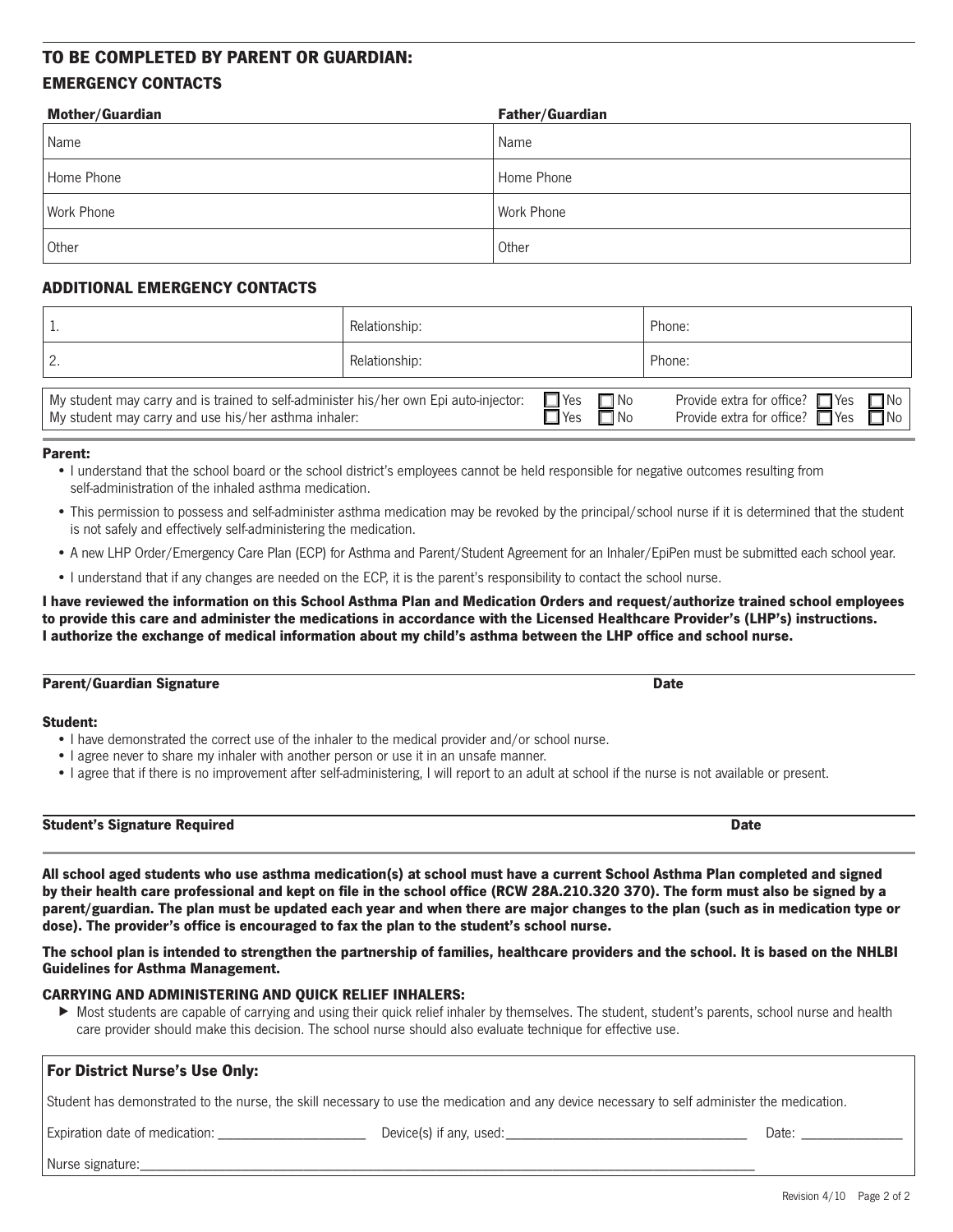## TO BE COMPLETED BY PARENT OR GUARDIAN:

### EMERGENCY CONTACTS

| Mother/Guardian | Father/Guardian |
|---|---|
| Name | Name |
| Home Phone | Home Phone |
| Work Phone | Work Phone |
| Other | Other |

### ADDITIONAL EMERGENCY CONTACTS

| | | |
|---|---|---|
| 1. | Relationship: | Phone: |
| 2. | Relationship: | Phone: |

| | | | | |
|---|---|---|---|---|
| My student may carry and is trained to self-administer his/her own Epi auto-injector: | ☐ Yes | ☐ No | Provide extra for office? ☐ Yes | ☐ No |
| My student may carry and use his/her asthma inhaler: | ☐ Yes | ☐ No | Provide extra for office? ☐ Yes | ☐ No |

**Parent:**

- I understand that the school board or the school district's employees cannot be held responsible for negative outcomes resulting from self-administration of the inhaled asthma medication.
- This permission to possess and self-administer asthma medication may be revoked by the principal/school nurse if it is determined that the student is not safely and effectively self-administering the medication.
- A new LHP Order/Emergency Care Plan (ECP) for Asthma and Parent/Student Agreement for an Inhaler/EpiPen must be submitted each school year.
- I understand that if any changes are needed on the ECP, it is the parent's responsibility to contact the school nurse.

**I have reviewed the information on this School Asthma Plan and Medication Orders and request/authorize trained school employees to provide this care and administer the medications in accordance with the Licensed Healthcare Provider's (LHP's) instructions. I authorize the exchange of medical information about my child's asthma between the LHP office and school nurse.**

**Parent/Guardian Signature** **Date**

**Student:**

- I have demonstrated the correct use of the inhaler to the medical provider and/or school nurse.
- I agree never to share my inhaler with another person or use it in an unsafe manner.
- I agree that if there is no improvement after self-administering, I will report to an adult at school if the nurse is not available or present.

**Student's Signature Required** **Date**

**All school aged students who use asthma medication(s) at school must have a current School Asthma Plan completed and signed by their health care professional and kept on file in the school office (RCW 28A.210.320 370). The form must also be signed by a parent/guardian. The plan must be updated each year and when there are major changes to the plan (such as in medication type or dose). The provider's office is encouraged to fax the plan to the student's school nurse.**

**The school plan is intended to strengthen the partnership of families, healthcare providers and the school. It is based on the NHLBI Guidelines for Asthma Management.**

### CARRYING AND ADMINISTERING AND QUICK RELIEF INHALERS:

- Most students are capable of carrying and using their quick relief inhaler by themselves. The student, student's parents, school nurse and health care provider should make this decision. The school nurse should also evaluate technique for effective use.

### For District Nurse's Use Only:

Student has demonstrated to the nurse, the skill necessary to use the medication and any device necessary to self administer the medication.

Expiration date of medication: ____________________ Device(s) if any, used:__________________________________ Date: ______________

Nurse signature:__________________________________________________________________________________________